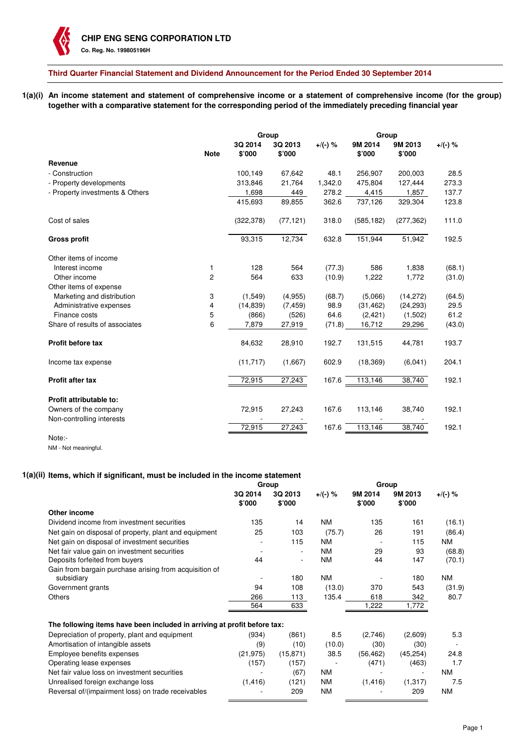**CHIP ENG SENG CORPORATION LTD**

**Co. Reg. No. 199805196H**

## Third Quarter Financial Statement and Dividend Announcement for the Period Ended 30 September 2014

**1(a)(i) An income statement and statement of comprehensive income or a statement of comprehensive income (for the group) together with a comparative statement for the corresponding period of the immediately preceding financial year**

| | Note | Group | | +/(-) % | Group | | +/(-) % |
|---|---|---|---|---|---|---|---|
| | | 3Q 2014 $'000 | 3Q 2013 $'000 | | 9M 2014 $'000 | 9M 2013 $'000 | |
| **Revenue** | | | | | | | |
| - Construction | | 100,149 | 67,642 | 48.1 | 256,907 | 200,003 | 28.5 |
| - Property developments | | 313,846 | 21,764 | 1,342.0 | 475,804 | 127,444 | 273.3 |
| - Property investments & Others | | 1,698 | 449 | 278.2 | 4,415 | 1,857 | 137.7 |
| | | 415,693 | 89,855 | 362.6 | 737,126 | 329,304 | 123.8 |
| Cost of sales | | (322,378) | (77,121) | 318.0 | (585,182) | (277,362) | 111.0 |
| **Gross profit** | | 93,315 | 12,734 | 632.8 | 151,944 | 51,942 | 192.5 |
| Other items of income | | | | | | | |
| Interest income | 1 | 128 | 564 | (77.3) | 586 | 1,838 | (68.1) |
| Other income | 2 | 564 | 633 | (10.9) | 1,222 | 1,772 | (31.0) |
| Other items of expense | | | | | | | |
| Marketing and distribution | 3 | (1,549) | (4,955) | (68.7) | (5,066) | (14,272) | (64.5) |
| Administrative expenses | 4 | (14,839) | (7,459) | 98.9 | (31,462) | (24,293) | 29.5 |
| Finance costs | 5 | (866) | (526) | 64.6 | (2,421) | (1,502) | 61.2 |
| Share of results of associates | 6 | 7,879 | 27,919 | (71.8) | 16,712 | 29,296 | (43.0) |
| **Profit before tax** | | 84,632 | 28,910 | 192.7 | 131,515 | 44,781 | 193.7 |
| Income tax expense | | (11,717) | (1,667) | 602.9 | (18,369) | (6,041) | 204.1 |
| **Profit after tax** | | 72,915 | 27,243 | 167.6 | 113,146 | 38,740 | 192.1 |
| **Profit attributable to:** | | | | | | | |
| Owners of the company | | 72,915 | 27,243 | 167.6 | 113,146 | 38,740 | 192.1 |
| Non-controlling interests | | - | - | | - | - | |
| | | 72,915 | 27,243 | 167.6 | 113,146 | 38,740 | 192.1 |

Note:-

NM - Not meaningful.

**1(a)(ii) Items, which if significant, must be included in the income statement**

| | Group | | +/(-) % | Group | | +/(-) % |
|---|---|---|---|---|---|---|
| | 3Q 2014 $'000 | 3Q 2013 $'000 | | 9M 2014 $'000 | 9M 2013 $'000 | |
| **Other income** | | | | | | |
| Dividend income from investment securities | 135 | 14 | NM | 135 | 161 | (16.1) |
| Net gain on disposal of property, plant and equipment | 25 | 103 | (75.7) | 26 | 191 | (86.4) |
| Net gain on disposal of investment securities | - | 115 | NM | - | 115 | NM |
| Net fair value gain on investment securities | - | - | NM | 29 | 93 | (68.8) |
| Deposits forfeited from buyers | 44 | - | NM | 44 | 147 | (70.1) |
| Gain from bargain purchase arising from acquisition of subsidiary | - | 180 | NM | - | 180 | NM |
| Government grants | 94 | 108 | (13.0) | 370 | 543 | (31.9) |
| Others | 266 | 113 | 135.4 | 618 | 342 | 80.7 |
| | 564 | 633 | | 1,222 | 1,772 | |
| **The following items have been included in arriving at profit before tax:** | | | | | | |
| Depreciation of property, plant and equipment | (934) | (861) | 8.5 | (2,746) | (2,609) | 5.3 |
| Amortisation of intangible assets | (9) | (10) | (10.0) | (30) | (30) | - |
| Employee benefits expenses | (21,975) | (15,871) | 38.5 | (56,462) | (45,254) | 24.8 |
| Operating lease expenses | (157) | (157) | - | (471) | (463) | 1.7 |
| Net fair value loss on investment securities | - | (67) | NM | - | - | NM |
| Unrealised foreign exchange loss | (1,416) | (121) | NM | (1,416) | (1,317) | 7.5 |
| Reversal of/(impairment loss) on trade receivables | - | 209 | NM | - | 209 | NM |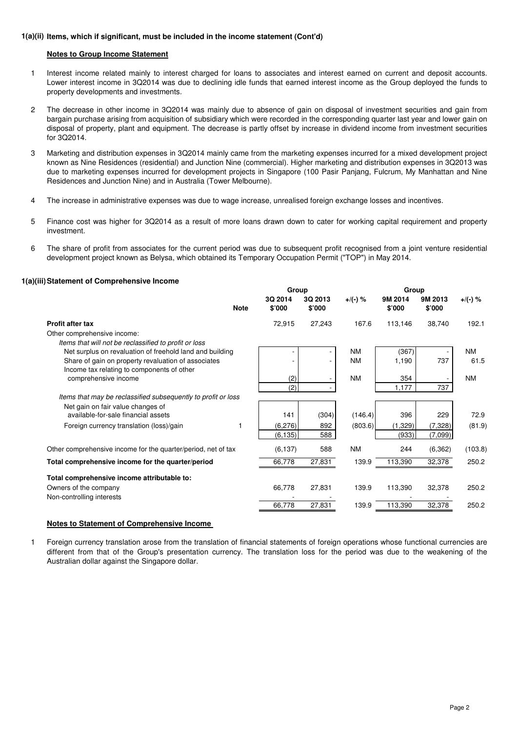### 1(a)(ii) Items, which if significant, must be included in the income statement (Cont'd)

**Notes to Group Income Statement**

1. Interest income related mainly to interest charged for loans to associates and interest earned on current and deposit accounts. Lower interest income in 3Q2014 was due to declining idle funds that earned interest income as the Group deployed the funds to property developments and investments.

2. The decrease in other income in 3Q2014 was mainly due to absence of gain on disposal of investment securities and gain from bargain purchase arising from acquisition of subsidiary which were recorded in the corresponding quarter last year and lower gain on disposal of property, plant and equipment. The decrease is partly offset by increase in dividend income from investment securities for 3Q2014.

3. Marketing and distribution expenses in 3Q2014 mainly came from the marketing expenses incurred for a mixed development project known as Nine Residences (residential) and Junction Nine (commercial). Higher marketing and distribution expenses in 3Q2013 was due to marketing expenses incurred for development projects in Singapore (100 Pasir Panjang, Fulcrum, My Manhattan and Nine Residences and Junction Nine) and in Australia (Tower Melbourne).

4. The increase in administrative expenses was due to wage increase, unrealised foreign exchange losses and incentives.

5. Finance cost was higher for 3Q2014 as a result of more loans drawn down to cater for working capital requirement and property investment.

6. The share of profit from associates for the current period was due to subsequent profit recognised from a joint venture residential development project known as Belysa, which obtained its Temporary Occupation Permit ("TOP") in May 2014.

### 1(a)(iii) Statement of Comprehensive Income

| | Note | Group | | | Group | | |
|---|---|---|---|---|---|---|---|
| | | 3Q 2014 $'000 | 3Q 2013 $'000 | +/(-) % | 9M 2014 $'000 | 9M 2013 $'000 | +/(-) % |
| **Profit after tax** | | 72,915 | 27,243 | 167.6 | 113,146 | 38,740 | 192.1 |
| Other comprehensive income: | | | | | | | |
| *Items that will not be reclassified to profit or loss* | | | | | | | |
| Net surplus on revaluation of freehold land and building | | - | - | NM | (367) | - | NM |
| Share of gain on property revaluation of associates | | - | - | NM | 1,190 | 737 | 61.5 |
| Income tax relating to components of other comprehensive income | | (2) | - | NM | 354 | - | NM |
| | | (2) | - | | 1,177 | 737 | |
| *Items that may be reclassified subsequently to profit or loss* | | | | | | | |
| Net gain on fair value changes of available-for-sale financial assets | | 141 | (304) | (146.4) | 396 | 229 | 72.9 |
| Foreign currency translation (loss)/gain | 1 | (6,276) | 892 | (803.6) | (1,329) | (7,328) | (81.9) |
| | | (6,135) | 588 | | (933) | (7,099) | |
| Other comprehensive income for the quarter/period, net of tax | | (6,137) | 588 | NM | 244 | (6,362) | (103.8) |
| **Total comprehensive income for the quarter/period** | | 66,778 | 27,831 | 139.9 | 113,390 | 32,378 | 250.2 |
| **Total comprehensive income attributable to:** | | | | | | | |
| Owners of the company | | 66,778 | 27,831 | 139.9 | 113,390 | 32,378 | 250.2 |
| Non-controlling interests | | - | - | | - | - | |
| | | 66,778 | 27,831 | 139.9 | 113,390 | 32,378 | 250.2 |

**Notes to Statement of Comprehensive Income**

1. Foreign currency translation arose from the translation of financial statements of foreign operations whose functional currencies are different from that of the Group's presentation currency. The translation loss for the period was due to the weakening of the Australian dollar against the Singapore dollar.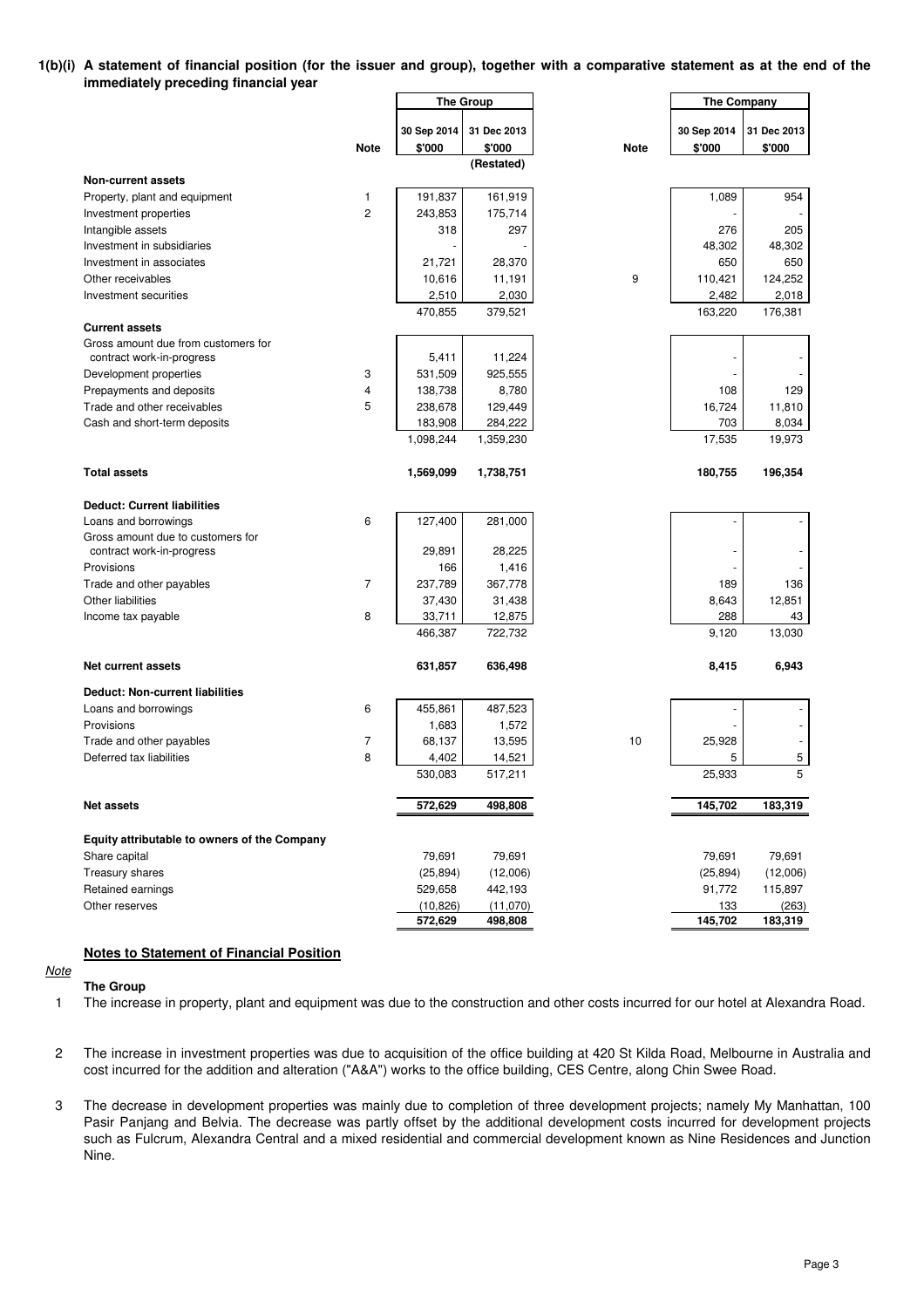**1(b)(i) A statement of financial position (for the issuer and group), together with a comparative statement as at the end of the immediately preceding financial year**

| | Note | The Group | | Note | The Company | |
|---|---|---|---|---|---|---|
| | | 30 Sep 2014 | 31 Dec 2013 | | 30 Sep 2014 | 31 Dec 2013 |
| | | $'000 | $'000 | | $'000 | $'000 |
| | | | (Restated) | | | |
| **Non-current assets** | | | | | | |
| Property, plant and equipment | 1 | 191,837 | 161,919 | | 1,089 | 954 |
| Investment properties | 2 | 243,853 | 175,714 | | - | - |
| Intangible assets | | 318 | 297 | | 276 | 205 |
| Investment in subsidiaries | | - | - | | 48,302 | 48,302 |
| Investment in associates | | 21,721 | 28,370 | | 650 | 650 |
| Other receivables | | 10,616 | 11,191 | 9 | 110,421 | 124,252 |
| Investment securities | | 2,510 | 2,030 | | 2,482 | 2,018 |
| | | 470,855 | 379,521 | | 163,220 | 176,381 |
| **Current assets** | | | | | | |
| Gross amount due from customers for contract work-in-progress | | 5,411 | 11,224 | | - | - |
| Development properties | 3 | 531,509 | 925,555 | | - | - |
| Prepayments and deposits | 4 | 138,738 | 8,780 | | 108 | 129 |
| Trade and other receivables | 5 | 238,678 | 129,449 | | 16,724 | 11,810 |
| Cash and short-term deposits | | 183,908 | 284,222 | | 703 | 8,034 |
| | | 1,098,244 | 1,359,230 | | 17,535 | 19,973 |
| **Total assets** | | **1,569,099** | **1,738,751** | | **180,755** | **196,354** |
| **Deduct: Current liabilities** | | | | | | |
| Loans and borrowings | 6 | 127,400 | 281,000 | | - | - |
| Gross amount due to customers for contract work-in-progress | | 29,891 | 28,225 | | - | - |
| Provisions | | 166 | 1,416 | | - | - |
| Trade and other payables | 7 | 237,789 | 367,778 | | 189 | 136 |
| Other liabilities | | 37,430 | 31,438 | | 8,643 | 12,851 |
| Income tax payable | 8 | 33,711 | 12,875 | | 288 | 43 |
| | | 466,387 | 722,732 | | 9,120 | 13,030 |
| **Net current assets** | | **631,857** | **636,498** | | **8,415** | **6,943** |
| **Deduct: Non-current liabilities** | | | | | | |
| Loans and borrowings | 6 | 455,861 | 487,523 | | - | - |
| Provisions | | 1,683 | 1,572 | | - | - |
| Trade and other payables | 7 | 68,137 | 13,595 | 10 | 25,928 | - |
| Deferred tax liabilities | 8 | 4,402 | 14,521 | | 5 | 5 |
| | | 530,083 | 517,211 | | 25,933 | 5 |
| **Net assets** | | **572,629** | **498,808** | | **145,702** | **183,319** |
| **Equity attributable to owners of the Company** | | | | | | |
| Share capital | | 79,691 | 79,691 | | 79,691 | 79,691 |
| Treasury shares | | (25,894) | (12,006) | | (25,894) | (12,006) |
| Retained earnings | | 529,658 | 442,193 | | 91,772 | 115,897 |
| Other reserves | | (10,826) | (11,070) | | 133 | (263) |
| | | 572,629 | 498,808 | | 145,702 | 183,319 |

**Notes to Statement of Financial Position**

*Note*

**The Group**

1 The increase in property, plant and equipment was due to the construction and other costs incurred for our hotel at Alexandra Road.

2 The increase in investment properties was due to acquisition of the office building at 420 St Kilda Road, Melbourne in Australia and cost incurred for the addition and alteration ("A&A") works to the office building, CES Centre, along Chin Swee Road.

3 The decrease in development properties was mainly due to completion of three development projects; namely My Manhattan, 100 Pasir Panjang and Belvia. The decrease was partly offset by the additional development costs incurred for development projects such as Fulcrum, Alexandra Central and a mixed residential and commercial development known as Nine Residences and Junction Nine.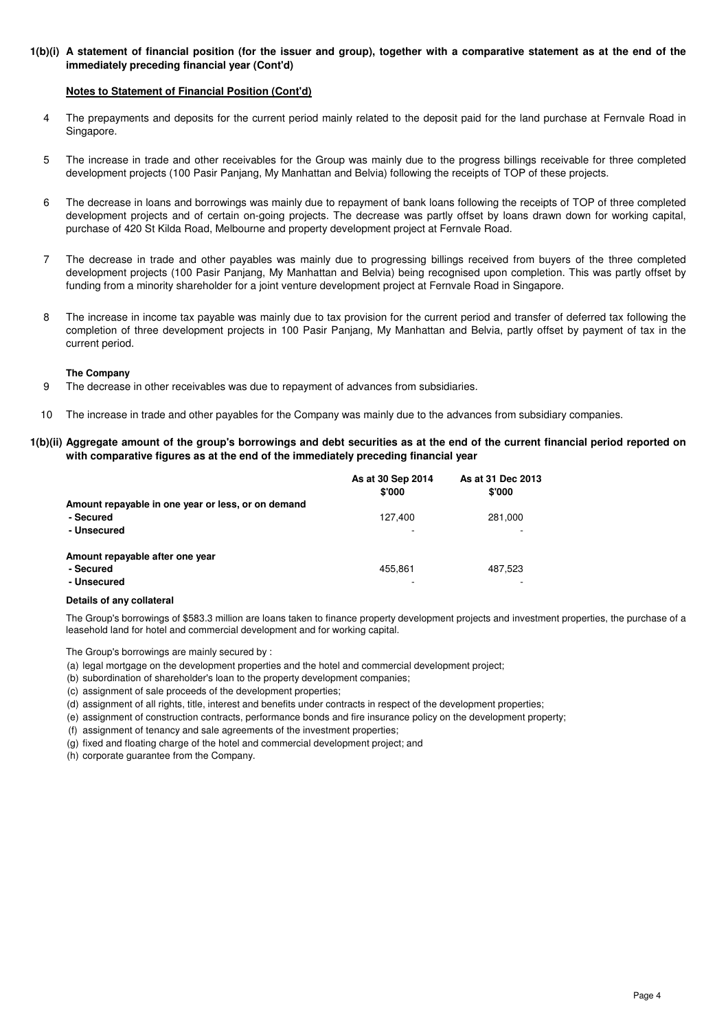**1(b)(i) A statement of financial position (for the issuer and group), together with a comparative statement as at the end of the immediately preceding financial year (Cont'd)**

**Notes to Statement of Financial Position (Cont'd)**

4 The prepayments and deposits for the current period mainly related to the deposit paid for the land purchase at Fernvale Road in Singapore.

5 The increase in trade and other receivables for the Group was mainly due to the progress billings receivable for three completed development projects (100 Pasir Panjang, My Manhattan and Belvia) following the receipts of TOP of these projects.

6 The decrease in loans and borrowings was mainly due to repayment of bank loans following the receipts of TOP of three completed development projects and of certain on-going projects. The decrease was partly offset by loans drawn down for working capital, purchase of 420 St Kilda Road, Melbourne and property development project at Fernvale Road.

7 The decrease in trade and other payables was mainly due to progressing billings received from buyers of the three completed development projects (100 Pasir Panjang, My Manhattan and Belvia) being recognised upon completion. This was partly offset by funding from a minority shareholder for a joint venture development project at Fernvale Road in Singapore.

8 The increase in income tax payable was mainly due to tax provision for the current period and transfer of deferred tax following the completion of three development projects in 100 Pasir Panjang, My Manhattan and Belvia, partly offset by payment of tax in the current period.

**The Company**

9 The decrease in other receivables was due to repayment of advances from subsidiaries.

10 The increase in trade and other payables for the Company was mainly due to the advances from subsidiary companies.

**1(b)(ii) Aggregate amount of the group's borrowings and debt securities as at the end of the current financial period reported on with comparative figures as at the end of the immediately preceding financial year**

| | As at 30 Sep 2014 $'000 | As at 31 Dec 2013 $'000 |
|---|---|---|
| **Amount repayable in one year or less, or on demand** | | |
| **- Secured** | 127,400 | 281,000 |
| **- Unsecured** | - | - |
| **Amount repayable after one year** | | |
| **- Secured** | 455,861 | 487,523 |
| **- Unsecured** | - | - |

**Details of any collateral**

The Group's borrowings of $583.3 million are loans taken to finance property development projects and investment properties, the purchase of a leasehold land for hotel and commercial development and for working capital.

The Group's borrowings are mainly secured by :

(a) legal mortgage on the development properties and the hotel and commercial development project;
(b) subordination of shareholder's loan to the property development companies;
(c) assignment of sale proceeds of the development properties;
(d) assignment of all rights, title, interest and benefits under contracts in respect of the development properties;
(e) assignment of construction contracts, performance bonds and fire insurance policy on the development property;
(f) assignment of tenancy and sale agreements of the investment properties;
(g) fixed and floating charge of the hotel and commercial development project; and
(h) corporate guarantee from the Company.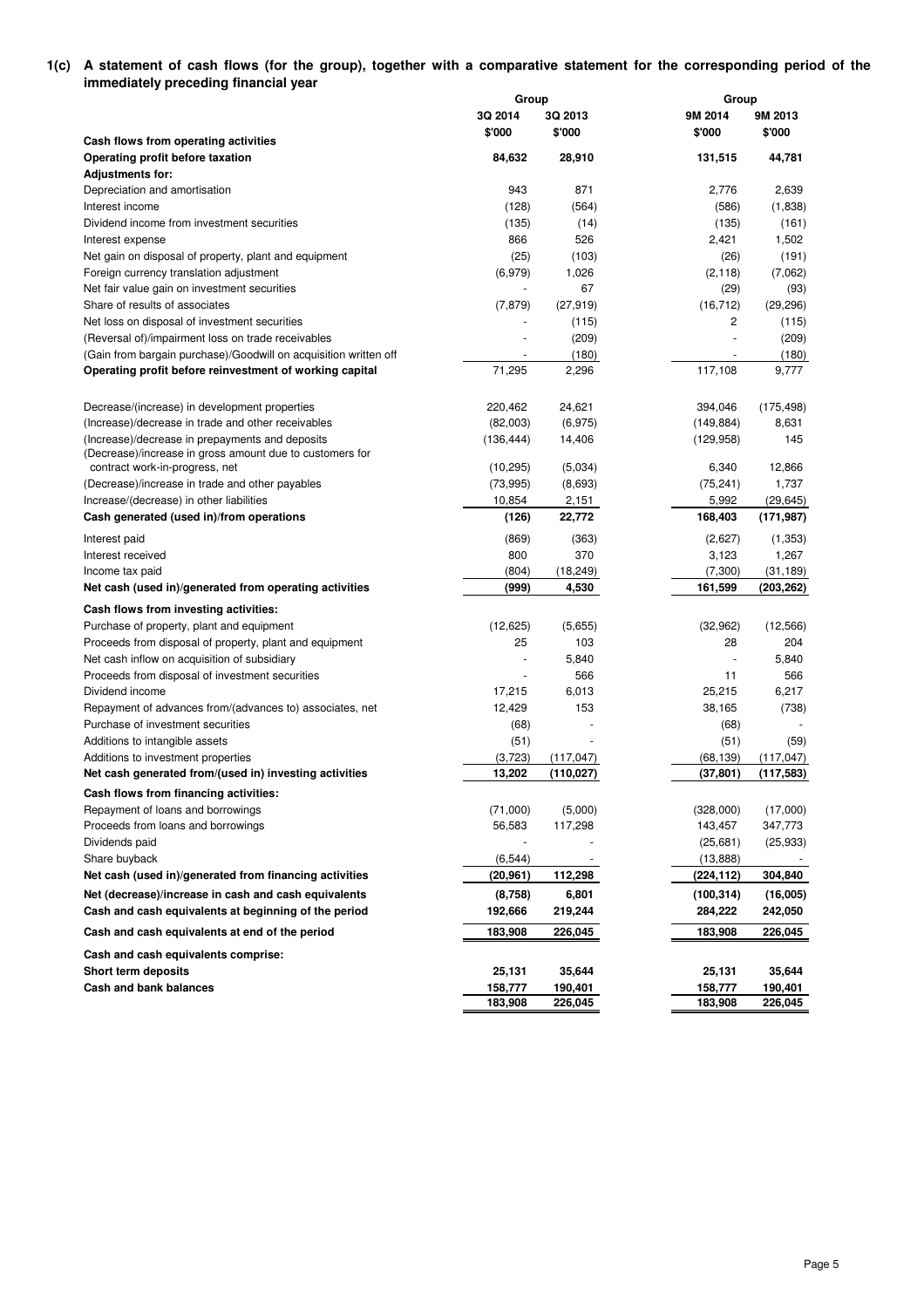**1(c) A statement of cash flows (for the group), together with a comparative statement for the corresponding period of the immediately preceding financial year**

| | Group | | Group | |
|---|---|---|---|---|
| | 3Q 2014 | 3Q 2013 | 9M 2014 | 9M 2013 |
| | $'000 | $'000 | $'000 | $'000 |
| **Cash flows from operating activities** | | | | |
| **Operating profit before taxation** | **84,632** | **28,910** | **131,515** | **44,781** |
| **Adjustments for:** | | | | |
| Depreciation and amortisation | 943 | 871 | 2,776 | 2,639 |
| Interest income | (128) | (564) | (586) | (1,838) |
| Dividend income from investment securities | (135) | (14) | (135) | (161) |
| Interest expense | 866 | 526 | 2,421 | 1,502 |
| Net gain on disposal of property, plant and equipment | (25) | (103) | (26) | (191) |
| Foreign currency translation adjustment | (6,979) | 1,026 | (2,118) | (7,062) |
| Net fair value gain on investment securities | - | 67 | (29) | (93) |
| Share of results of associates | (7,879) | (27,919) | (16,712) | (29,296) |
| Net loss on disposal of investment securities | - | (115) | 2 | (115) |
| (Reversal of)/impairment loss on trade receivables | - | (209) | - | (209) |
| (Gain from bargain purchase)/Goodwill on acquisition written off | - | (180) | - | (180) |
| **Operating profit before reinvestment of working capital** | 71,295 | 2,296 | 117,108 | 9,777 |
| | | | | |
| Decrease/(increase) in development properties | 220,462 | 24,621 | 394,046 | (175,498) |
| (Increase)/decrease in trade and other receivables | (82,003) | (6,975) | (149,884) | 8,631 |
| (Increase)/decrease in prepayments and deposits | (136,444) | 14,406 | (129,958) | 145 |
| (Decrease)/increase in gross amount due to customers for contract work-in-progress, net | (10,295) | (5,034) | 6,340 | 12,866 |
| (Decrease)/increase in trade and other payables | (73,995) | (8,693) | (75,241) | 1,737 |
| Increase/(decrease) in other liabilities | 10,854 | 2,151 | 5,992 | (29,645) |
| **Cash generated (used in)/from operations** | **(126)** | **22,772** | **168,403** | **(171,987)** |
| Interest paid | (869) | (363) | (2,627) | (1,353) |
| Interest received | 800 | 370 | 3,123 | 1,267 |
| Income tax paid | (804) | (18,249) | (7,300) | (31,189) |
| **Net cash (used in)/generated from operating activities** | **(999)** | **4,530** | **161,599** | **(203,262)** |
| **Cash flows from investing activities:** | | | | |
| Purchase of property, plant and equipment | (12,625) | (5,655) | (32,962) | (12,566) |
| Proceeds from disposal of property, plant and equipment | 25 | 103 | 28 | 204 |
| Net cash inflow on acquisition of subsidiary | - | 5,840 | - | 5,840 |
| Proceeds from disposal of investment securities | - | 566 | 11 | 566 |
| Dividend income | 17,215 | 6,013 | 25,215 | 6,217 |
| Repayment of advances from/(advances to) associates, net | 12,429 | 153 | 38,165 | (738) |
| Purchase of investment securities | (68) | - | (68) | - |
| Additions to intangible assets | (51) | - | (51) | (59) |
| Additions to investment properties | (3,723) | (117,047) | (68,139) | (117,047) |
| **Net cash generated from/(used in) investing activities** | **13,202** | **(110,027)** | **(37,801)** | **(117,583)** |
| **Cash flows from financing activities:** | | | | |
| Repayment of loans and borrowings | (71,000) | (5,000) | (328,000) | (17,000) |
| Proceeds from loans and borrowings | 56,583 | 117,298 | 143,457 | 347,773 |
| Dividends paid | - | - | (25,681) | (25,933) |
| Share buyback | (6,544) | - | (13,888) | - |
| **Net cash (used in)/generated from financing activities** | **(20,961)** | **112,298** | **(224,112)** | **304,840** |
| **Net (decrease)/increase in cash and cash equivalents** | **(8,758)** | **6,801** | **(100,314)** | **(16,005)** |
| **Cash and cash equivalents at beginning of the period** | **192,666** | **219,244** | **284,222** | **242,050** |
| **Cash and cash equivalents at end of the period** | **183,908** | **226,045** | **183,908** | **226,045** |
| **Cash and cash equivalents comprise:** | | | | |
| **Short term deposits** | **25,131** | **35,644** | **25,131** | **35,644** |
| **Cash and bank balances** | **158,777** | **190,401** | **158,777** | **190,401** |
| | **183,908** | **226,045** | **183,908** | **226,045** |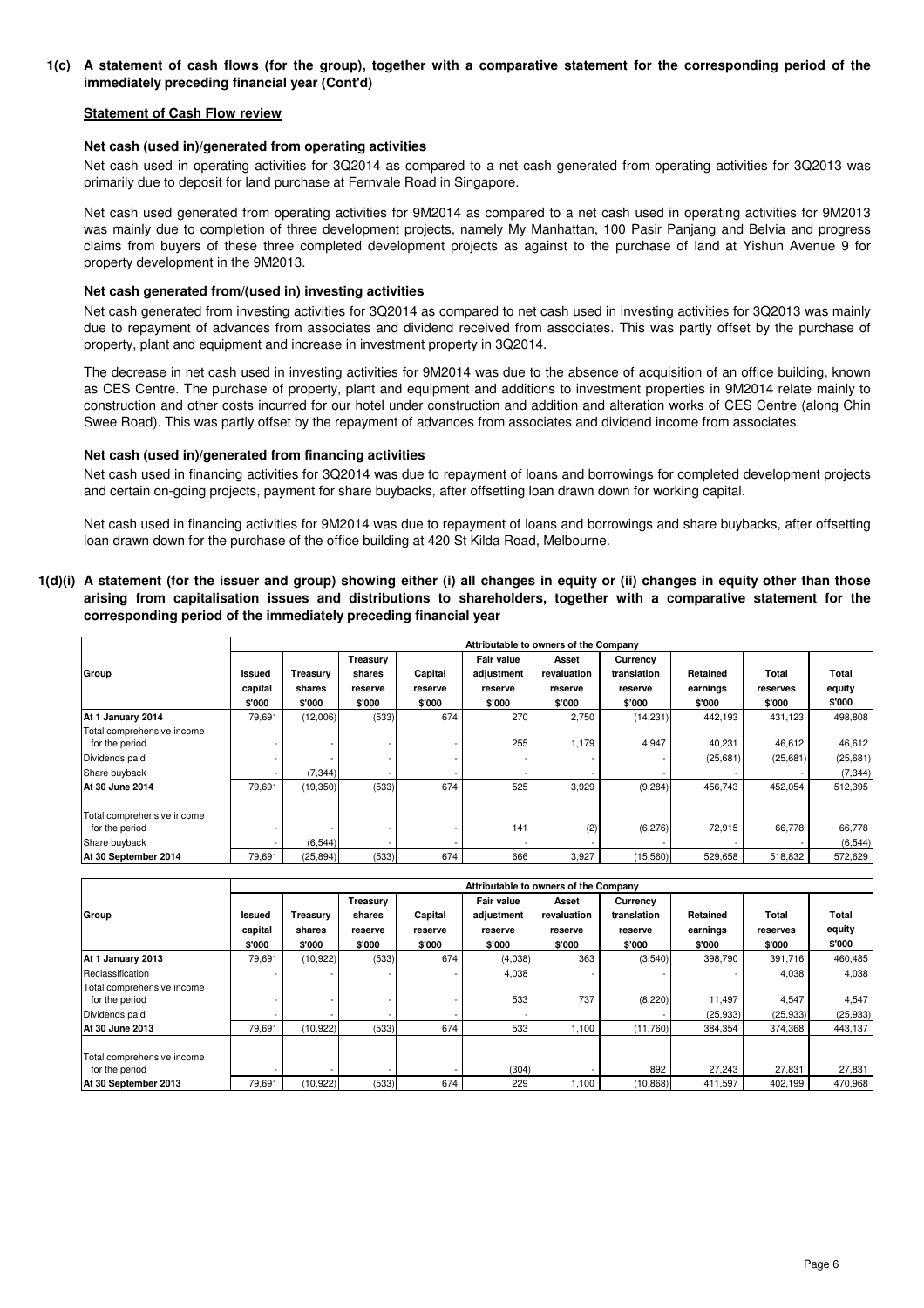**1(c) A statement of cash flows (for the group), together with a comparative statement for the corresponding period of the immediately preceding financial year (Cont'd)**

**Statement of Cash Flow review**

**Net cash (used in)/generated from operating activities**

Net cash used in operating activities for 3Q2014 as compared to a net cash generated from operating activities for 3Q2013 was primarily due to deposit for land purchase at Fernvale Road in Singapore.

Net cash used generated from operating activities for 9M2014 as compared to a net cash used in operating activities for 9M2013 was mainly due to completion of three development projects, namely My Manhattan, 100 Pasir Panjang and Belvia and progress claims from buyers of these three completed development projects as against to the purchase of land at Yishun Avenue 9 for property development in the 9M2013.

**Net cash generated from/(used in) investing activities**

Net cash generated from investing activities for 3Q2014 as compared to net cash used in investing activities for 3Q2013 was mainly due to repayment of advances from associates and dividend received from associates. This was partly offset by the purchase of property, plant and equipment and increase in investment property in 3Q2014.

The decrease in net cash used in investing activities for 9M2014 was due to the absence of acquisition of an office building, known as CES Centre. The purchase of property, plant and equipment and additions to investment properties in 9M2014 relate mainly to construction and other costs incurred for our hotel under construction and addition and alteration works of CES Centre (along Chin Swee Road). This was partly offset by the repayment of advances from associates and dividend income from associates.

**Net cash (used in)/generated from financing activities**

Net cash used in financing activities for 3Q2014 was due to repayment of loans and borrowings for completed development projects and certain on-going projects, payment for share buybacks, after offsetting loan drawn down for working capital.

Net cash used in financing activities for 9M2014 was due to repayment of loans and borrowings and share buybacks, after offsetting loan drawn down for the purchase of the office building at 420 St Kilda Road, Melbourne.

**1(d)(i) A statement (for the issuer and group) showing either (i) all changes in equity or (ii) changes in equity other than those arising from capitalisation issues and distributions to shareholders, together with a comparative statement for the corresponding period of the immediately preceding financial year**

| | Attributable to owners of the Company | | | | | | | | | |
|---|---|---|---|---|---|---|---|---|---|---|
| Group | Issued capital $'000 | Treasury shares $'000 | Treasury shares reserve $'000 | Capital reserve $'000 | Fair value adjustment reserve $'000 | Asset revaluation reserve $'000 | Currency translation reserve $'000 | Retained earnings $'000 | Total reserves $'000 | Total equity $'000 |
| **At 1 January 2014** | 79,691 | (12,006) | (533) | 674 | 270 | 2,750 | (14,231) | 442,193 | 431,123 | 498,808 |
| Total comprehensive income for the period | - | - | - | - | 255 | 1,179 | 4,947 | 40,231 | 46,612 | 46,612 |
| Dividends paid | - | - | - | - | - | - | - | (25,681) | (25,681) | (25,681) |
| Share buyback | - | (7,344) | - | - | - | - | - | - | - | (7,344) |
| **At 30 June 2014** | 79,691 | (19,350) | (533) | 674 | 525 | 3,929 | (9,284) | 456,743 | 452,054 | 512,395 |
| Total comprehensive income for the period | - | - | - | - | 141 | (2) | (6,276) | 72,915 | 66,778 | 66,778 |
| Share buyback | - | (6,544) | - | - | - | - | - | - | - | (6,544) |
| **At 30 September 2014** | 79,691 | (25,894) | (533) | 674 | 666 | 3,927 | (15,560) | 529,658 | 518,832 | 572,629 |

| | Attributable to owners of the Company | | | | | | | | | |
|---|---|---|---|---|---|---|---|---|---|---|
| Group | Issued capital $'000 | Treasury shares $'000 | Treasury shares reserve $'000 | Capital reserve $'000 | Fair value adjustment reserve $'000 | Asset revaluation reserve $'000 | Currency translation reserve $'000 | Retained earnings $'000 | Total reserves $'000 | Total equity $'000 |
| **At 1 January 2013** | 79,691 | (10,922) | (533) | 674 | (4,038) | 363 | (3,540) | 398,790 | 391,716 | 460,485 |
| Reclassification | - | - | - | - | 4,038 | - | - | - | 4,038 | 4,038 |
| Total comprehensive income for the period | - | - | - | - | 533 | 737 | (8,220) | 11,497 | 4,547 | 4,547 |
| Dividends paid | - | - | - | - | - | - | - | (25,933) | (25,933) | (25,933) |
| **At 30 June 2013** | 79,691 | (10,922) | (533) | 674 | 533 | 1,100 | (11,760) | 384,354 | 374,368 | 443,137 |
| Total comprehensive income for the period | - | - | - | - | (304) | - | 892 | 27,243 | 27,831 | 27,831 |
| **At 30 September 2013** | 79,691 | (10,922) | (533) | 674 | 229 | 1,100 | (10,868) | 411,597 | 402,199 | 470,968 |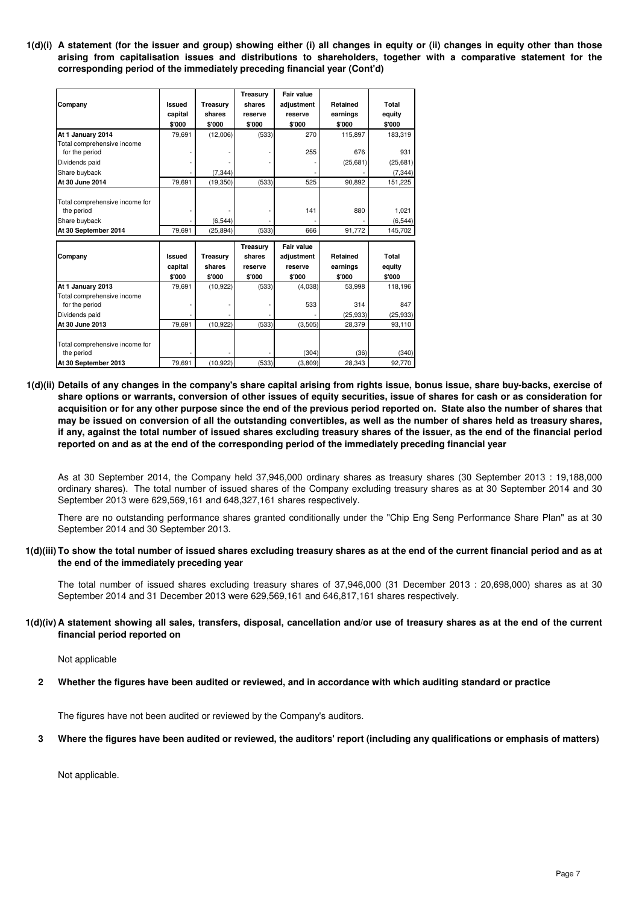**1(d)(i) A statement (for the issuer and group) showing either (i) all changes in equity or (ii) changes in equity other than those arising from capitalisation issues and distributions to shareholders, together with a comparative statement for the corresponding period of the immediately preceding financial year (Cont'd)**

| Company | Issued capital $'000 | Treasury shares $'000 | Treasury shares reserve $'000 | Fair value adjustment reserve $'000 | Retained earnings $'000 | Total equity $'000 |
|---|---|---|---|---|---|---|
| **At 1 January 2014** | 79,691 | (12,006) | (533) | 270 | 115,897 | 183,319 |
| Total comprehensive income for the period | - | - | - | 255 | 676 | 931 |
| Dividends paid | - | - | - | - | (25,681) | (25,681) |
| Share buyback | - | (7,344) | | - | - | (7,344) |
| **At 30 June 2014** | 79,691 | (19,350) | (533) | 525 | 90,892 | 151,225 |
| Total comprehensive income for the period | - | - | - | 141 | 880 | 1,021 |
| Share buyback | - | (6,544) | | - | - | (6,544) |
| **At 30 September 2014** | 79,691 | (25,894) | (533) | 666 | 91,772 | 145,702 |

| Company | Issued capital $'000 | Treasury shares $'000 | Treasury shares reserve $'000 | Fair value adjustment reserve $'000 | Retained earnings $'000 | Total equity $'000 |
|---|---|---|---|---|---|---|
| **At 1 January 2013** | 79,691 | (10,922) | (533) | (4,038) | 53,998 | 118,196 |
| Total comprehensive income for the period | - | - | - | 533 | 314 | 847 |
| Dividends paid | - | - | - | - | (25,933) | (25,933) |
| **At 30 June 2013** | 79,691 | (10,922) | (533) | (3,505) | 28,379 | 93,110 |
| Total comprehensive income for the period | - | - | - | (304) | (36) | (340) |
| **At 30 September 2013** | 79,691 | (10,922) | (533) | (3,809) | 28,343 | 92,770 |

**1(d)(ii) Details of any changes in the company's share capital arising from rights issue, bonus issue, share buy-backs, exercise of share options or warrants, conversion of other issues of equity securities, issue of shares for cash or as consideration for acquisition or for any other purpose since the end of the previous period reported on. State also the number of shares that may be issued on conversion of all the outstanding convertibles, as well as the number of shares held as treasury shares, if any, against the total number of issued shares excluding treasury shares of the issuer, as the end of the financial period reported on and as at the end of the corresponding period of the immediately preceding financial year**

As at 30 September 2014, the Company held 37,946,000 ordinary shares as treasury shares (30 September 2013 : 19,188,000 ordinary shares). The total number of issued shares of the Company excluding treasury shares as at 30 September 2014 and 30 September 2013 were 629,569,161 and 648,327,161 shares respectively.

There are no outstanding performance shares granted conditionally under the "Chip Eng Seng Performance Share Plan" as at 30 September 2014 and 30 September 2013.

**1(d)(iii) To show the total number of issued shares excluding treasury shares as at the end of the current financial period and as at the end of the immediately preceding year**

The total number of issued shares excluding treasury shares of 37,946,000 (31 December 2013 : 20,698,000) shares as at 30 September 2014 and 31 December 2013 were 629,569,161 and 646,817,161 shares respectively.

**1(d)(iv) A statement showing all sales, transfers, disposal, cancellation and/or use of treasury shares as at the end of the current financial period reported on**

Not applicable

**2 Whether the figures have been audited or reviewed, and in accordance with which auditing standard or practice**

The figures have not been audited or reviewed by the Company's auditors.

**3 Where the figures have been audited or reviewed, the auditors' report (including any qualifications or emphasis of matters)**

Not applicable.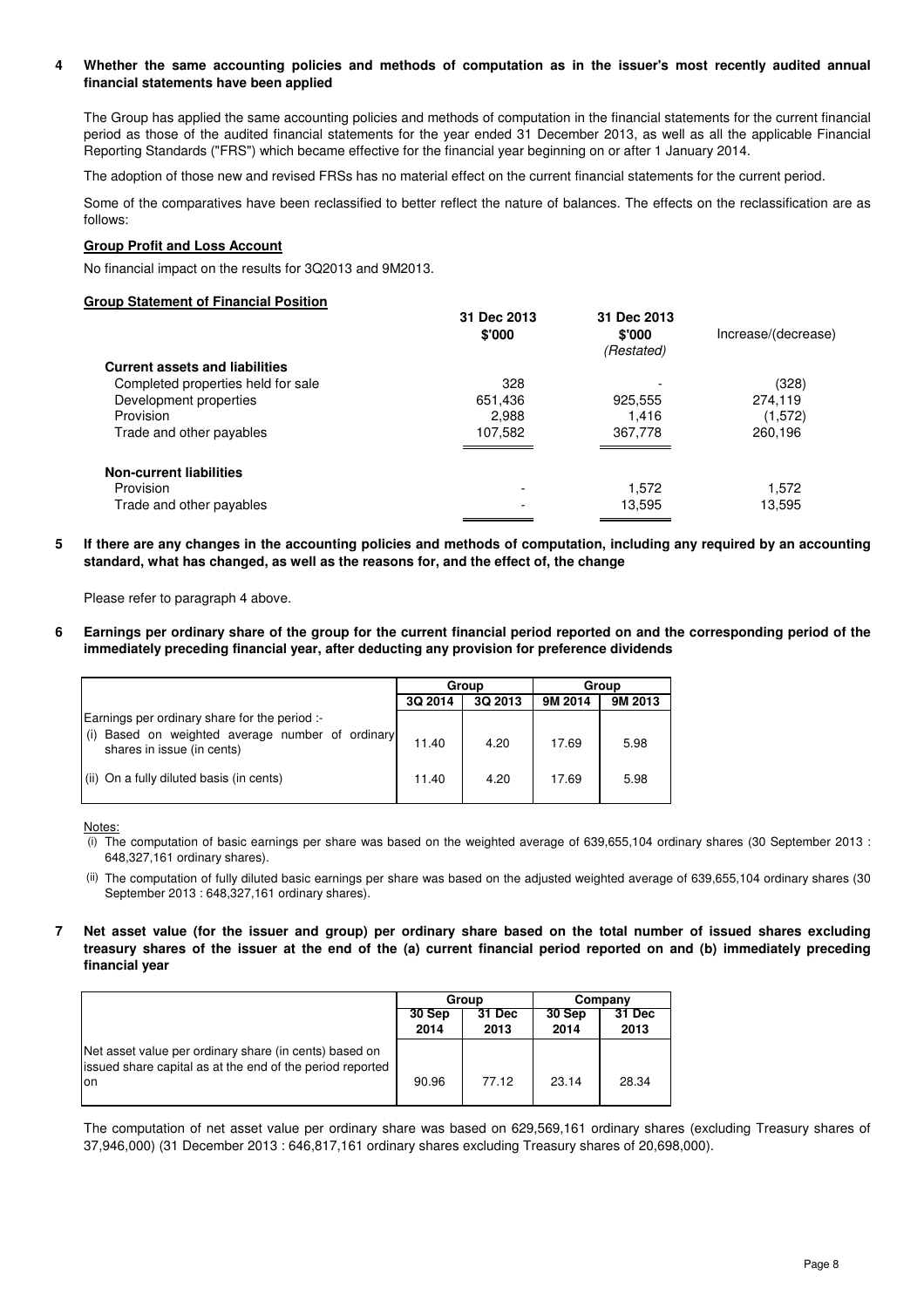**4 Whether the same accounting policies and methods of computation as in the issuer's most recently audited annual financial statements have been applied**

The Group has applied the same accounting policies and methods of computation in the financial statements for the current financial period as those of the audited financial statements for the year ended 31 December 2013, as well as all the applicable Financial Reporting Standards ("FRS") which became effective for the financial year beginning on or after 1 January 2014.

The adoption of those new and revised FRSs has no material effect on the current financial statements for the current period.

Some of the comparatives have been reclassified to better reflect the nature of balances. The effects on the reclassification are as follows:

**Group Profit and Loss Account**

No financial impact on the results for 3Q2013 and 9M2013.

**Group Statement of Financial Position**

| | 31 Dec 2013 $'000 | 31 Dec 2013 $'000 *(Restated)* | Increase/(decrease) |
|---|---|---|---|
| **Current assets and liabilities** | | | |
| Completed properties held for sale | 328 | - | (328) |
| Development properties | 651,436 | 925,555 | 274,119 |
| Provision | 2,988 | 1,416 | (1,572) |
| Trade and other payables | 107,582 | 367,778 | 260,196 |
| **Non-current liabilities** | | | |
| Provision | - | 1,572 | 1,572 |
| Trade and other payables | - | 13,595 | 13,595 |

**5 If there are any changes in the accounting policies and methods of computation, including any required by an accounting standard, what has changed, as well as the reasons for, and the effect of, the change**

Please refer to paragraph 4 above.

**6 Earnings per ordinary share of the group for the current financial period reported on and the corresponding period of the immediately preceding financial year, after deducting any provision for preference dividends**

| | Group | | Group | |
|---|---|---|---|---|
| | 3Q 2014 | 3Q 2013 | 9M 2014 | 9M 2013 |
| Earnings per ordinary share for the period :- | | | | |
| (i) Based on weighted average number of ordinary shares in issue (in cents) | 11.40 | 4.20 | 17.69 | 5.98 |
| (ii) On a fully diluted basis (in cents) | 11.40 | 4.20 | 17.69 | 5.98 |

Notes:

(i) The computation of basic earnings per share was based on the weighted average of 639,655,104 ordinary shares (30 September 2013 : 648,327,161 ordinary shares).

(ii) The computation of fully diluted basic earnings per share was based on the adjusted weighted average of 639,655,104 ordinary shares (30 September 2013 : 648,327,161 ordinary shares).

**7 Net asset value (for the issuer and group) per ordinary share based on the total number of issued shares excluding treasury shares of the issuer at the end of the (a) current financial period reported on and (b) immediately preceding financial year**

| | Group | | Company | |
|---|---|---|---|---|
| | 30 Sep 2014 | 31 Dec 2013 | 30 Sep 2014 | 31 Dec 2013 |
| Net asset value per ordinary share (in cents) based on issued share capital as at the end of the period reported on | 90.96 | 77.12 | 23.14 | 28.34 |

The computation of net asset value per ordinary share was based on 629,569,161 ordinary shares (excluding Treasury shares of 37,946,000) (31 December 2013 : 646,817,161 ordinary shares excluding Treasury shares of 20,698,000).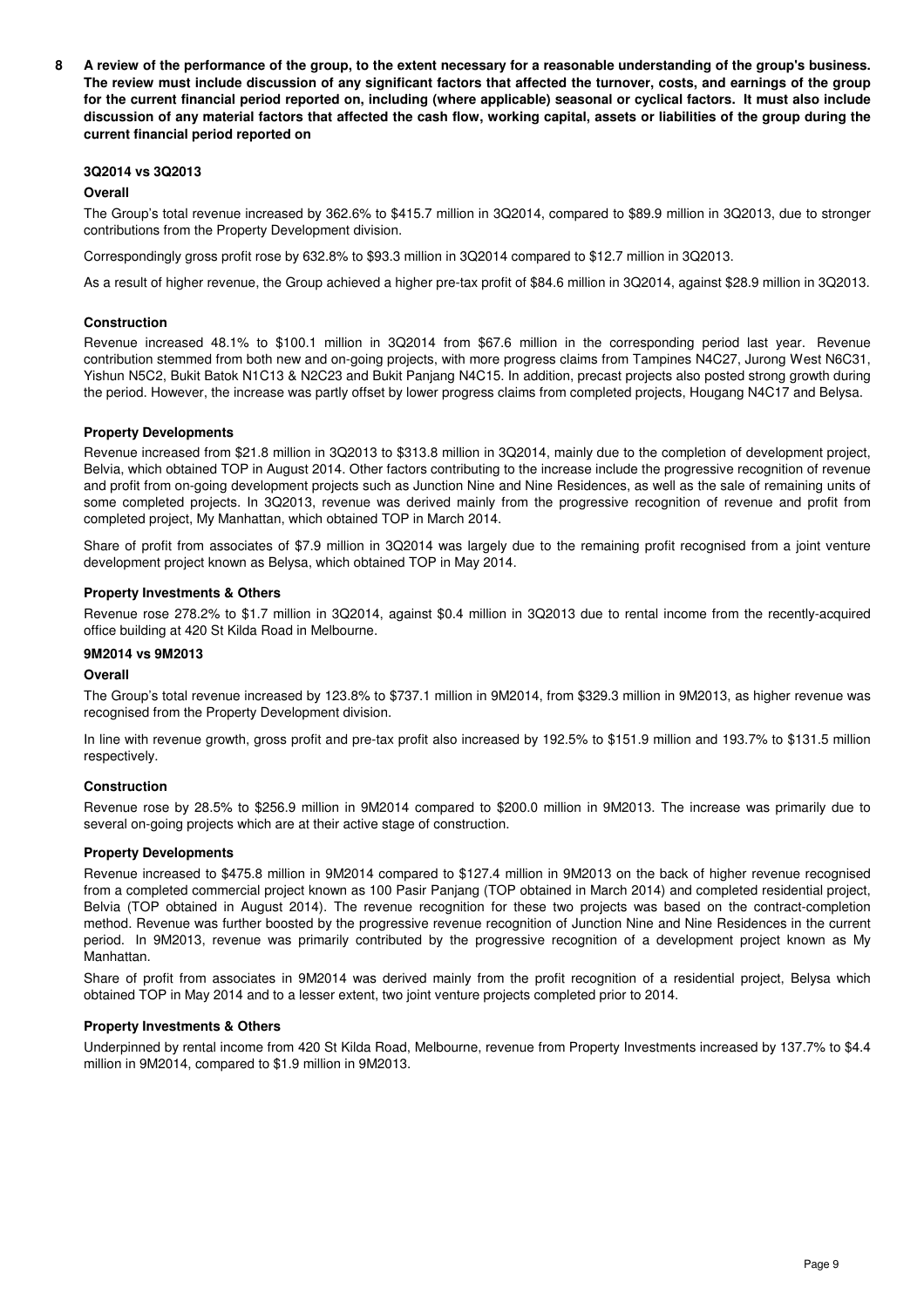**8 A review of the performance of the group, to the extent necessary for a reasonable understanding of the group's business. The review must include discussion of any significant factors that affected the turnover, costs, and earnings of the group for the current financial period reported on, including (where applicable) seasonal or cyclical factors. It must also include discussion of any material factors that affected the cash flow, working capital, assets or liabilities of the group during the current financial period reported on**

**3Q2014 vs 3Q2013**

**Overall**

The Group's total revenue increased by 362.6% to $415.7 million in 3Q2014, compared to $89.9 million in 3Q2013, due to stronger contributions from the Property Development division.

Correspondingly gross profit rose by 632.8% to $93.3 million in 3Q2014 compared to $12.7 million in 3Q2013.

As a result of higher revenue, the Group achieved a higher pre-tax profit of $84.6 million in 3Q2014, against $28.9 million in 3Q2013.

**Construction**

Revenue increased 48.1% to $100.1 million in 3Q2014 from $67.6 million in the corresponding period last year. Revenue contribution stemmed from both new and on-going projects, with more progress claims from Tampines N4C27, Jurong West N6C31, Yishun N5C2, Bukit Batok N1C13 & N2C23 and Bukit Panjang N4C15. In addition, precast projects also posted strong growth during the period. However, the increase was partly offset by lower progress claims from completed projects, Hougang N4C17 and Belysa.

**Property Developments**

Revenue increased from $21.8 million in 3Q2013 to $313.8 million in 3Q2014, mainly due to the completion of development project, Belvia, which obtained TOP in August 2014. Other factors contributing to the increase include the progressive recognition of revenue and profit from on-going development projects such as Junction Nine and Nine Residences, as well as the sale of remaining units of some completed projects. In 3Q2013, revenue was derived mainly from the progressive recognition of revenue and profit from completed project, My Manhattan, which obtained TOP in March 2014.

Share of profit from associates of $7.9 million in 3Q2014 was largely due to the remaining profit recognised from a joint venture development project known as Belysa, which obtained TOP in May 2014.

**Property Investments & Others**

Revenue rose 278.2% to $1.7 million in 3Q2014, against $0.4 million in 3Q2013 due to rental income from the recently-acquired office building at 420 St Kilda Road in Melbourne.

**9M2014 vs 9M2013**

**Overall**

The Group's total revenue increased by 123.8% to $737.1 million in 9M2014, from $329.3 million in 9M2013, as higher revenue was recognised from the Property Development division.

In line with revenue growth, gross profit and pre-tax profit also increased by 192.5% to $151.9 million and 193.7% to $131.5 million respectively.

**Construction**

Revenue rose by 28.5% to $256.9 million in 9M2014 compared to $200.0 million in 9M2013. The increase was primarily due to several on-going projects which are at their active stage of construction.

**Property Developments**

Revenue increased to $475.8 million in 9M2014 compared to $127.4 million in 9M2013 on the back of higher revenue recognised from a completed commercial project known as 100 Pasir Panjang (TOP obtained in March 2014) and completed residential project, Belvia (TOP obtained in August 2014). The revenue recognition for these two projects was based on the contract-completion method. Revenue was further boosted by the progressive revenue recognition of Junction Nine and Nine Residences in the current period. In 9M2013, revenue was primarily contributed by the progressive recognition of a development project known as My Manhattan.

Share of profit from associates in 9M2014 was derived mainly from the profit recognition of a residential project, Belysa which obtained TOP in May 2014 and to a lesser extent, two joint venture projects completed prior to 2014.

**Property Investments & Others**

Underpinned by rental income from 420 St Kilda Road, Melbourne, revenue from Property Investments increased by 137.7% to $4.4 million in 9M2014, compared to $1.9 million in 9M2013.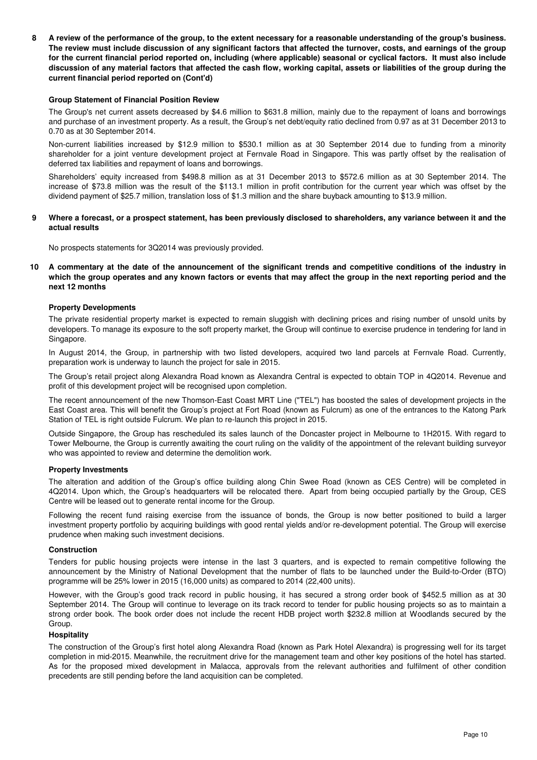**8 A review of the performance of the group, to the extent necessary for a reasonable understanding of the group's business. The review must include discussion of any significant factors that affected the turnover, costs, and earnings of the group for the current financial period reported on, including (where applicable) seasonal or cyclical factors. It must also include discussion of any material factors that affected the cash flow, working capital, assets or liabilities of the group during the current financial period reported on (Cont'd)**

**Group Statement of Financial Position Review**

The Group's net current assets decreased by $4.6 million to $631.8 million, mainly due to the repayment of loans and borrowings and purchase of an investment property. As a result, the Group's net debt/equity ratio declined from 0.97 as at 31 December 2013 to 0.70 as at 30 September 2014.

Non-current liabilities increased by $12.9 million to $530.1 million as at 30 September 2014 due to funding from a minority shareholder for a joint venture development project at Fernvale Road in Singapore. This was partly offset by the realisation of deferred tax liabilities and repayment of loans and borrowings.

Shareholders' equity increased from $498.8 million as at 31 December 2013 to $572.6 million as at 30 September 2014. The increase of $73.8 million was the result of the $113.1 million in profit contribution for the current year which was offset by the dividend payment of $25.7 million, translation loss of $1.3 million and the share buyback amounting to $13.9 million.

**9 Where a forecast, or a prospect statement, has been previously disclosed to shareholders, any variance between it and the actual results**

No prospects statements for 3Q2014 was previously provided.

**10 A commentary at the date of the announcement of the significant trends and competitive conditions of the industry in which the group operates and any known factors or events that may affect the group in the next reporting period and the next 12 months**

**Property Developments**

The private residential property market is expected to remain sluggish with declining prices and rising number of unsold units by developers. To manage its exposure to the soft property market, the Group will continue to exercise prudence in tendering for land in Singapore.

In August 2014, the Group, in partnership with two listed developers, acquired two land parcels at Fernvale Road. Currently, preparation work is underway to launch the project for sale in 2015.

The Group's retail project along Alexandra Road known as Alexandra Central is expected to obtain TOP in 4Q2014. Revenue and profit of this development project will be recognised upon completion.

The recent announcement of the new Thomson-East Coast MRT Line ("TEL") has boosted the sales of development projects in the East Coast area. This will benefit the Group's project at Fort Road (known as Fulcrum) as one of the entrances to the Katong Park Station of TEL is right outside Fulcrum. We plan to re-launch this project in 2015.

Outside Singapore, the Group has rescheduled its sales launch of the Doncaster project in Melbourne to 1H2015. With regard to Tower Melbourne, the Group is currently awaiting the court ruling on the validity of the appointment of the relevant building surveyor who was appointed to review and determine the demolition work.

**Property Investments**

The alteration and addition of the Group's office building along Chin Swee Road (known as CES Centre) will be completed in 4Q2014. Upon which, the Group's headquarters will be relocated there. Apart from being occupied partially by the Group, CES Centre will be leased out to generate rental income for the Group.

Following the recent fund raising exercise from the issuance of bonds, the Group is now better positioned to build a larger investment property portfolio by acquiring buildings with good rental yields and/or re-development potential. The Group will exercise prudence when making such investment decisions.

**Construction**

Tenders for public housing projects were intense in the last 3 quarters, and is expected to remain competitive following the announcement by the Ministry of National Development that the number of flats to be launched under the Build-to-Order (BTO) programme will be 25% lower in 2015 (16,000 units) as compared to 2014 (22,400 units).

However, with the Group's good track record in public housing, it has secured a strong order book of $452.5 million as at 30 September 2014. The Group will continue to leverage on its track record to tender for public housing projects so as to maintain a strong order book. The book order does not include the recent HDB project worth $232.8 million at Woodlands secured by the Group.

**Hospitality**

The construction of the Group's first hotel along Alexandra Road (known as Park Hotel Alexandra) is progressing well for its target completion in mid-2015. Meanwhile, the recruitment drive for the management team and other key positions of the hotel has started. As for the proposed mixed development in Malacca, approvals from the relevant authorities and fulfilment of other condition precedents are still pending before the land acquisition can be completed.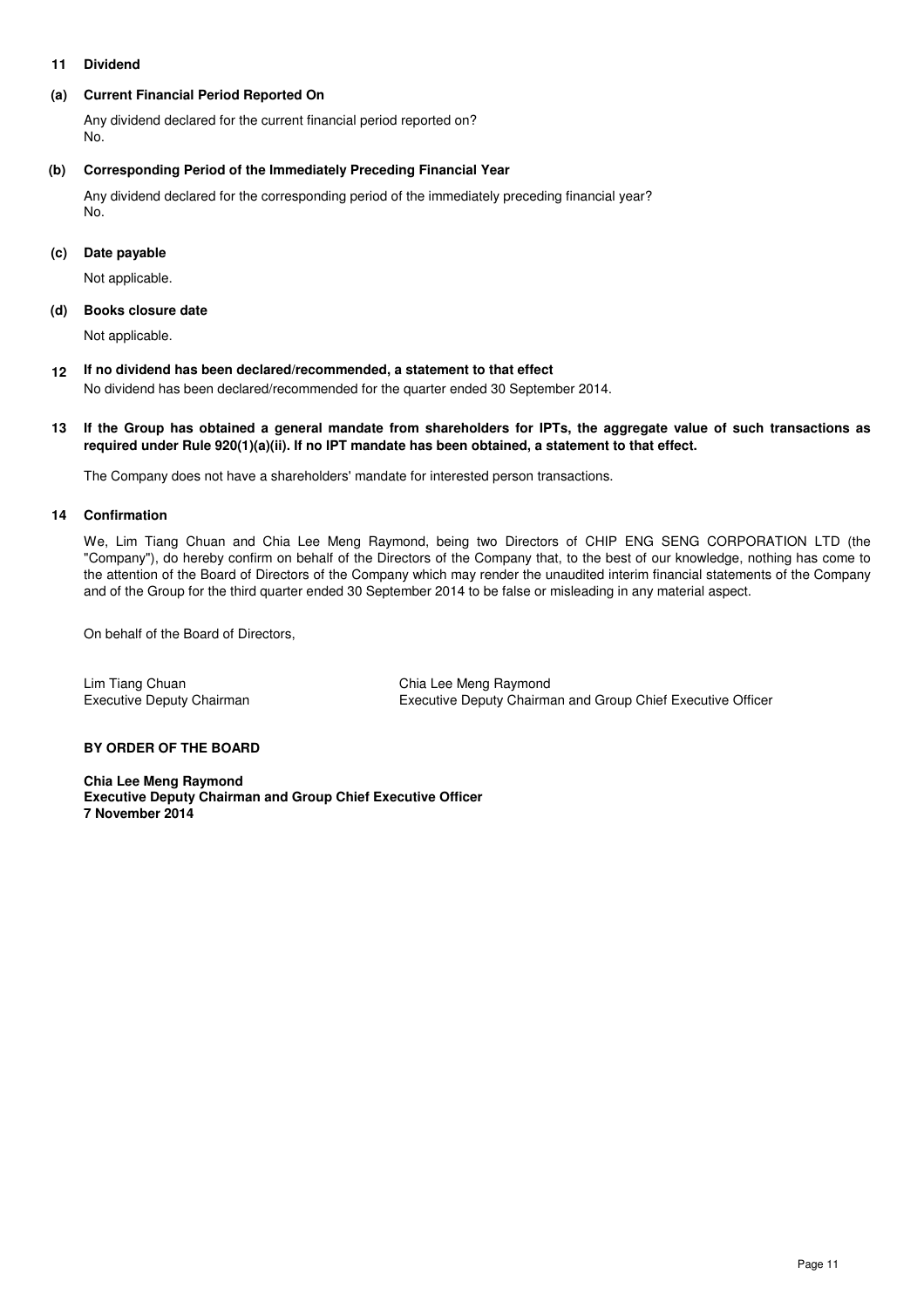## 11 Dividend

### (a) Current Financial Period Reported On

Any dividend declared for the current financial period reported on?
No.

### (b) Corresponding Period of the Immediately Preceding Financial Year

Any dividend declared for the corresponding period of the immediately preceding financial year?
No.

### (c) Date payable

Not applicable.

### (d) Books closure date

Not applicable.

## 12 If no dividend has been declared/recommended, a statement to that effect

No dividend has been declared/recommended for the quarter ended 30 September 2014.

## 13 If the Group has obtained a general mandate from shareholders for IPTs, the aggregate value of such transactions as required under Rule 920(1)(a)(ii). If no IPT mandate has been obtained, a statement to that effect.

The Company does not have a shareholders' mandate for interested person transactions.

## 14 Confirmation

We, Lim Tiang Chuan and Chia Lee Meng Raymond, being two Directors of CHIP ENG SENG CORPORATION LTD (the "Company"), do hereby confirm on behalf of the Directors of the Company that, to the best of our knowledge, nothing has come to the attention of the Board of Directors of the Company which may render the unaudited interim financial statements of the Company and of the Group for the third quarter ended 30 September 2014 to be false or misleading in any material aspect.

On behalf of the Board of Directors,

Lim Tiang Chuan
Executive Deputy Chairman

Chia Lee Meng Raymond
Executive Deputy Chairman and Group Chief Executive Officer

**BY ORDER OF THE BOARD**

**Chia Lee Meng Raymond**
**Executive Deputy Chairman and Group Chief Executive Officer**
**7 November 2014**